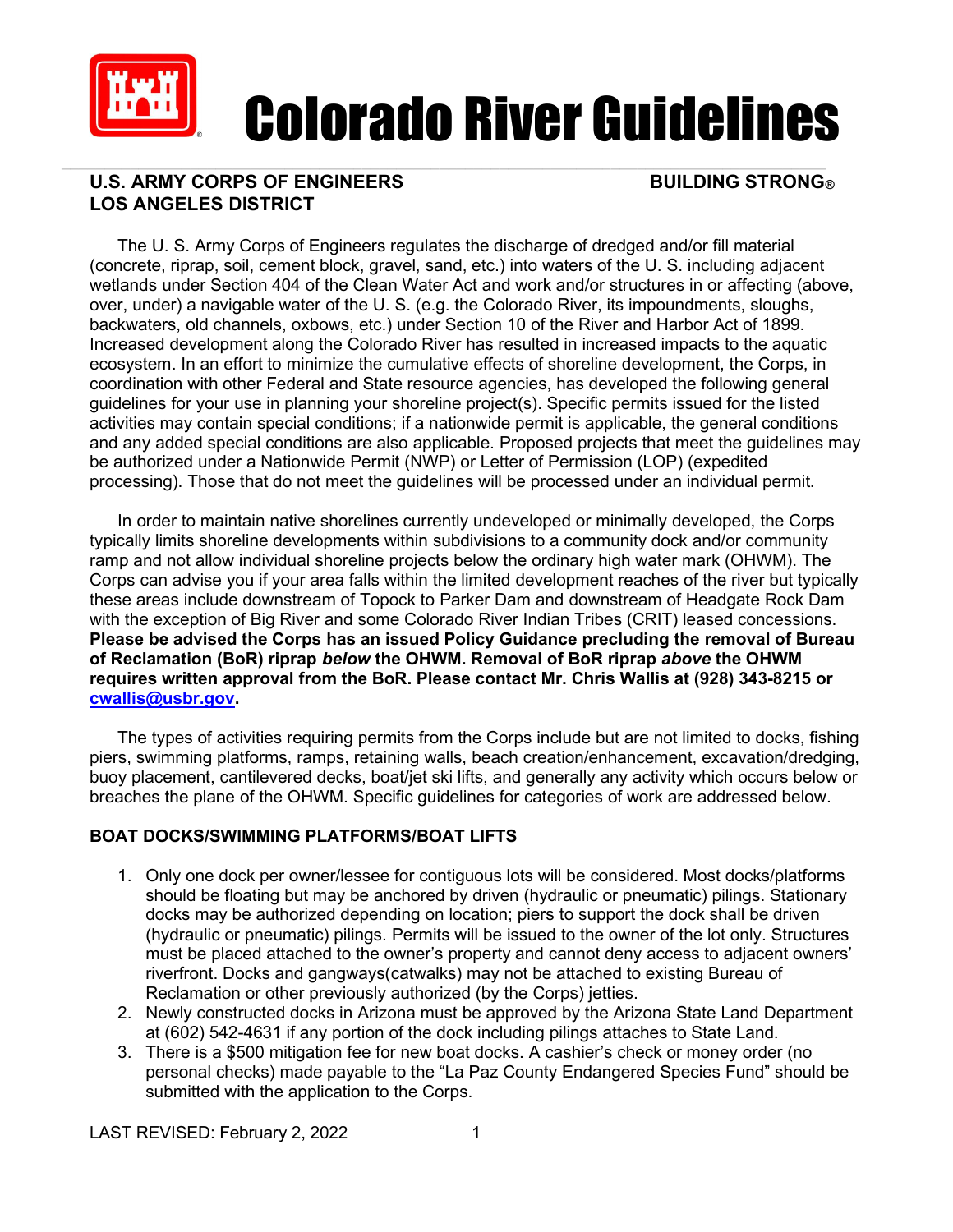# Colorado River Guidelines

**U.S. ARMY CORPS OF ENGINEERS** **BUILDING STRONG®**
**LOS ANGELES DISTRICT**

The U. S. Army Corps of Engineers regulates the discharge of dredged and/or fill material (concrete, riprap, soil, cement block, gravel, sand, etc.) into waters of the U. S. including adjacent wetlands under Section 404 of the Clean Water Act and work and/or structures in or affecting (above, over, under) a navigable water of the U. S. (e.g. the Colorado River, its impoundments, sloughs, backwaters, old channels, oxbows, etc.) under Section 10 of the River and Harbor Act of 1899. Increased development along the Colorado River has resulted in increased impacts to the aquatic ecosystem. In an effort to minimize the cumulative effects of shoreline development, the Corps, in coordination with other Federal and State resource agencies, has developed the following general guidelines for your use in planning your shoreline project(s). Specific permits issued for the listed activities may contain special conditions; if a nationwide permit is applicable, the general conditions and any added special conditions are also applicable. Proposed projects that meet the guidelines may be authorized under a Nationwide Permit (NWP) or Letter of Permission (LOP) (expedited processing). Those that do not meet the guidelines will be processed under an individual permit.

In order to maintain native shorelines currently undeveloped or minimally developed, the Corps typically limits shoreline developments within subdivisions to a community dock and/or community ramp and not allow individual shoreline projects below the ordinary high water mark (OHWM). The Corps can advise you if your area falls within the limited development reaches of the river but typically these areas include downstream of Topock to Parker Dam and downstream of Headgate Rock Dam with the exception of Big River and some Colorado River Indian Tribes (CRIT) leased concessions. **Please be advised the Corps has an issued Policy Guidance precluding the removal of Bureau of Reclamation (BoR) riprap *below* the OHWM. Removal of BoR riprap *above* the OHWM requires written approval from the BoR. Please contact Mr. Chris Wallis at (928) 343-8215 or cwallis@usbr.gov.**

The types of activities requiring permits from the Corps include but are not limited to docks, fishing piers, swimming platforms, ramps, retaining walls, beach creation/enhancement, excavation/dredging, buoy placement, cantilevered decks, boat/jet ski lifts, and generally any activity which occurs below or breaches the plane of the OHWM. Specific guidelines for categories of work are addressed below.

### BOAT DOCKS/SWIMMING PLATFORMS/BOAT LIFTS

1. Only one dock per owner/lessee for contiguous lots will be considered. Most docks/platforms should be floating but may be anchored by driven (hydraulic or pneumatic) pilings. Stationary docks may be authorized depending on location; piers to support the dock shall be driven (hydraulic or pneumatic) pilings. Permits will be issued to the owner of the lot only. Structures must be placed attached to the owner's property and cannot deny access to adjacent owners' riverfront. Docks and gangways(catwalks) may not be attached to existing Bureau of Reclamation or other previously authorized (by the Corps) jetties.
2. Newly constructed docks in Arizona must be approved by the Arizona State Land Department at (602) 542-4631 if any portion of the dock including pilings attaches to State Land.
3. There is a $500 mitigation fee for new boat docks. A cashier's check or money order (no personal checks) made payable to the "La Paz County Endangered Species Fund" should be submitted with the application to the Corps.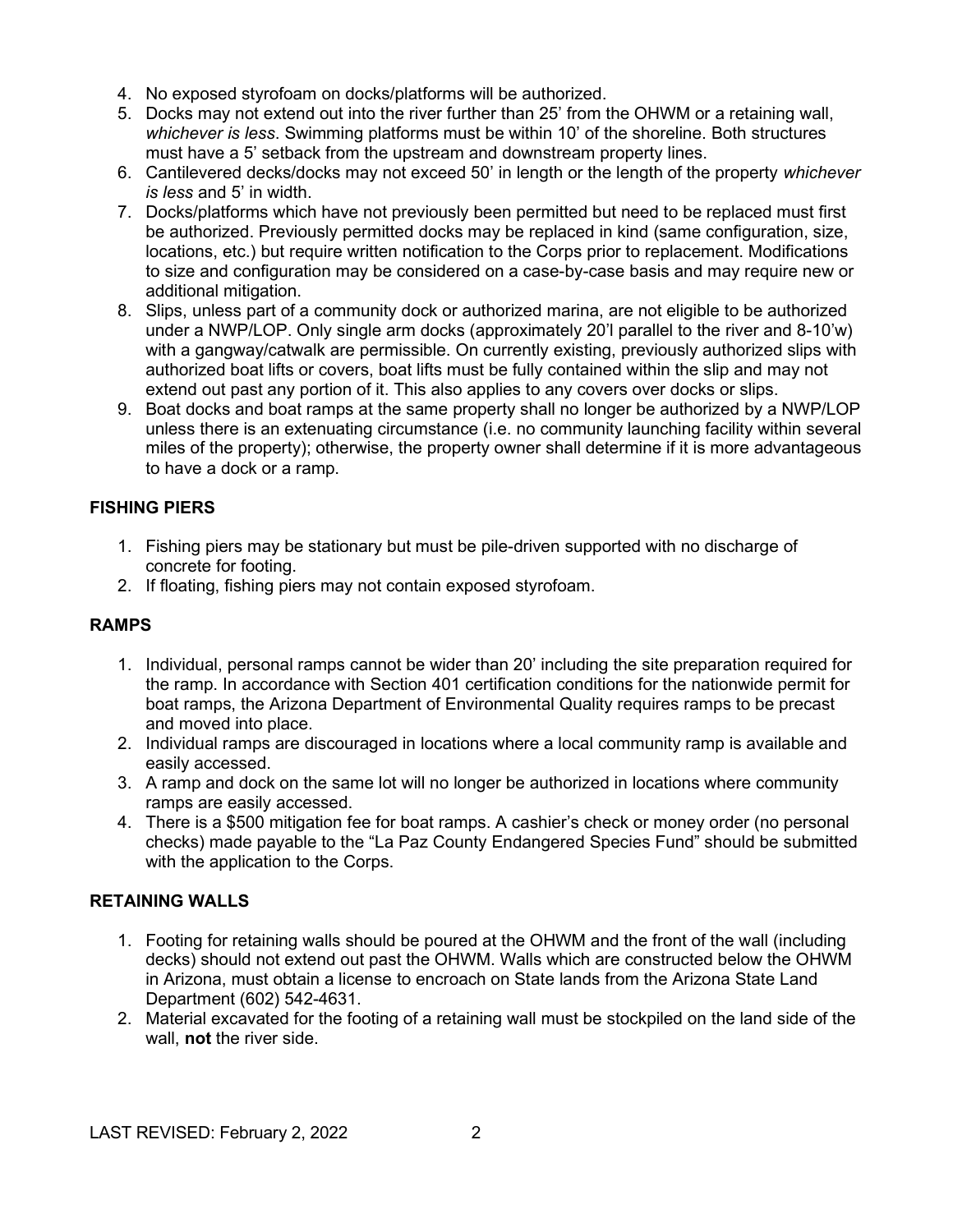4. No exposed styrofoam on docks/platforms will be authorized.
5. Docks may not extend out into the river further than 25' from the OHWM or a retaining wall, *whichever is less*. Swimming platforms must be within 10' of the shoreline. Both structures must have a 5' setback from the upstream and downstream property lines.
6. Cantilevered decks/docks may not exceed 50' in length or the length of the property *whichever is less* and 5' in width.
7. Docks/platforms which have not previously been permitted but need to be replaced must first be authorized. Previously permitted docks may be replaced in kind (same configuration, size, locations, etc.) but require written notification to the Corps prior to replacement. Modifications to size and configuration may be considered on a case-by-case basis and may require new or additional mitigation.
8. Slips, unless part of a community dock or authorized marina, are not eligible to be authorized under a NWP/LOP. Only single arm docks (approximately 20'l parallel to the river and 8-10'w) with a gangway/catwalk are permissible. On currently existing, previously authorized slips with authorized boat lifts or covers, boat lifts must be fully contained within the slip and may not extend out past any portion of it. This also applies to any covers over docks or slips.
9. Boat docks and boat ramps at the same property shall no longer be authorized by a NWP/LOP unless there is an extenuating circumstance (i.e. no community launching facility within several miles of the property); otherwise, the property owner shall determine if it is more advantageous to have a dock or a ramp.

**FISHING PIERS**

1. Fishing piers may be stationary but must be pile-driven supported with no discharge of concrete for footing.
2. If floating, fishing piers may not contain exposed styrofoam.

**RAMPS**

1. Individual, personal ramps cannot be wider than 20' including the site preparation required for the ramp. In accordance with Section 401 certification conditions for the nationwide permit for boat ramps, the Arizona Department of Environmental Quality requires ramps to be precast and moved into place.
2. Individual ramps are discouraged in locations where a local community ramp is available and easily accessed.
3. A ramp and dock on the same lot will no longer be authorized in locations where community ramps are easily accessed.
4. There is a $500 mitigation fee for boat ramps. A cashier's check or money order (no personal checks) made payable to the "La Paz County Endangered Species Fund" should be submitted with the application to the Corps.

**RETAINING WALLS**

1. Footing for retaining walls should be poured at the OHWM and the front of the wall (including decks) should not extend out past the OHWM. Walls which are constructed below the OHWM in Arizona, must obtain a license to encroach on State lands from the Arizona State Land Department (602) 542-4631.
2. Material excavated for the footing of a retaining wall must be stockpiled on the land side of the wall, **not** the river side.

LAST REVISED: February 2, 2022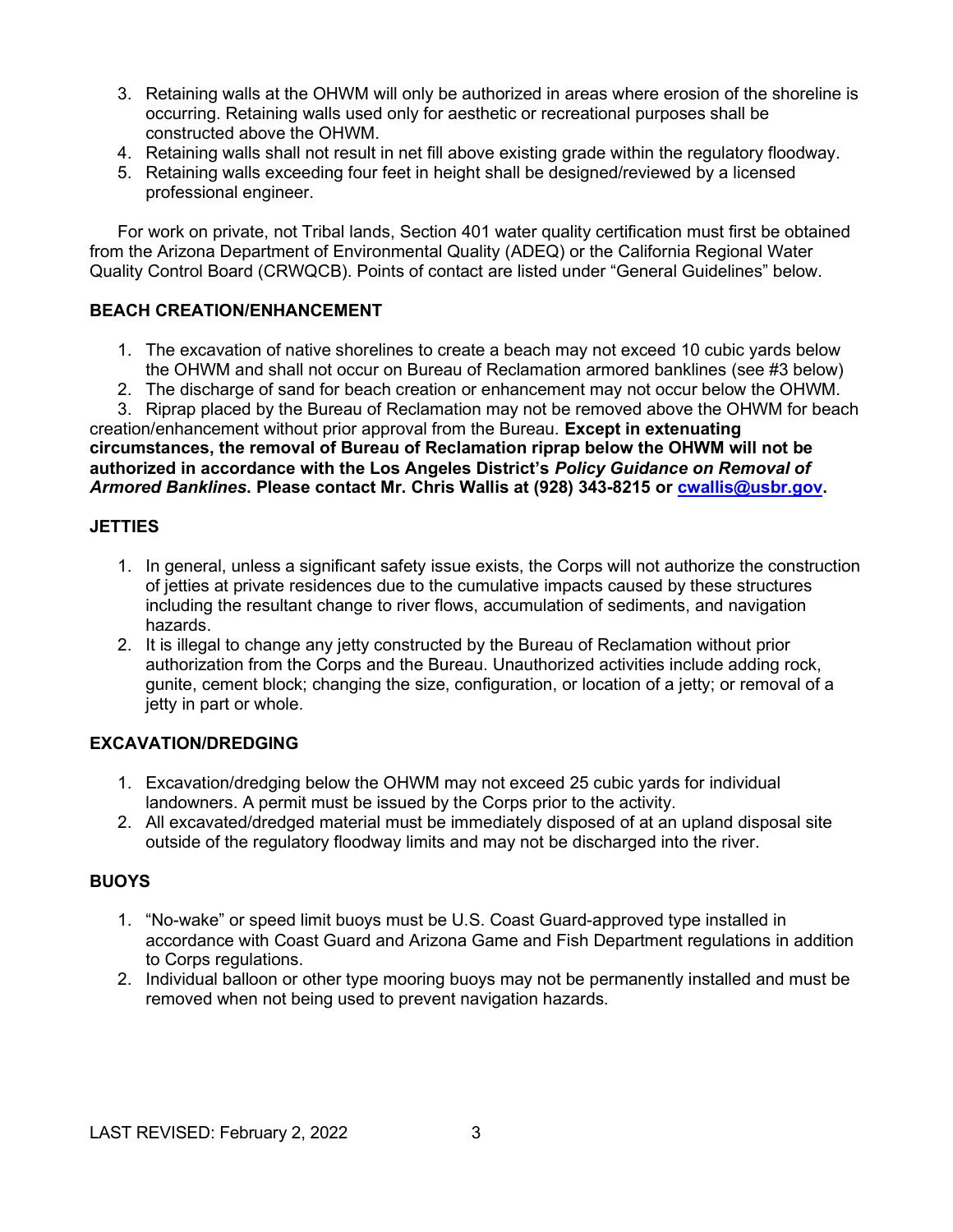3. Retaining walls at the OHWM will only be authorized in areas where erosion of the shoreline is occurring. Retaining walls used only for aesthetic or recreational purposes shall be constructed above the OHWM.
4. Retaining walls shall not result in net fill above existing grade within the regulatory floodway.
5. Retaining walls exceeding four feet in height shall be designed/reviewed by a licensed professional engineer.

For work on private, not Tribal lands, Section 401 water quality certification must first be obtained from the Arizona Department of Environmental Quality (ADEQ) or the California Regional Water Quality Control Board (CRWQCB). Points of contact are listed under "General Guidelines" below.

## BEACH CREATION/ENHANCEMENT

1. The excavation of native shorelines to create a beach may not exceed 10 cubic yards below the OHWM and shall not occur on Bureau of Reclamation armored banklines (see #3 below)
2. The discharge of sand for beach creation or enhancement may not occur below the OHWM.
3. Riprap placed by the Bureau of Reclamation may not be removed above the OHWM for beach creation/enhancement without prior approval from the Bureau. **Except in extenuating circumstances, the removal of Bureau of Reclamation riprap below the OHWM will not be authorized in accordance with the Los Angeles District's *Policy Guidance on Removal of Armored Banklines*. Please contact Mr. Chris Wallis at (928) 343-8215 or cwallis@usbr.gov.**

## JETTIES

1. In general, unless a significant safety issue exists, the Corps will not authorize the construction of jetties at private residences due to the cumulative impacts caused by these structures including the resultant change to river flows, accumulation of sediments, and navigation hazards.
2. It is illegal to change any jetty constructed by the Bureau of Reclamation without prior authorization from the Corps and the Bureau. Unauthorized activities include adding rock, gunite, cement block; changing the size, configuration, or location of a jetty; or removal of a jetty in part or whole.

## EXCAVATION/DREDGING

1. Excavation/dredging below the OHWM may not exceed 25 cubic yards for individual landowners. A permit must be issued by the Corps prior to the activity.
2. All excavated/dredged material must be immediately disposed of at an upland disposal site outside of the regulatory floodway limits and may not be discharged into the river.

## BUOYS

1. "No-wake" or speed limit buoys must be U.S. Coast Guard-approved type installed in accordance with Coast Guard and Arizona Game and Fish Department regulations in addition to Corps regulations.
2. Individual balloon or other type mooring buoys may not be permanently installed and must be removed when not being used to prevent navigation hazards.

LAST REVISED: February 2, 2022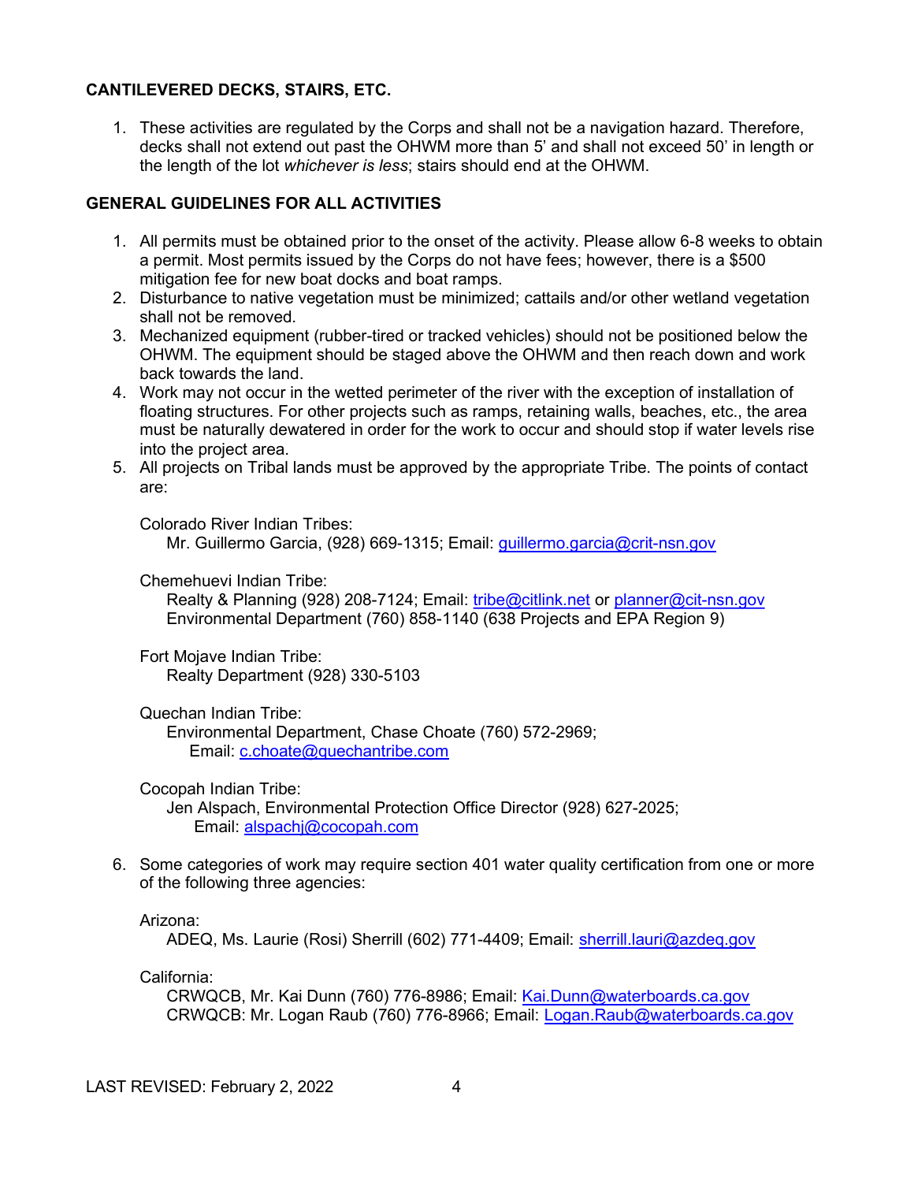## CANTILEVERED DECKS, STAIRS, ETC.

1. These activities are regulated by the Corps and shall not be a navigation hazard. Therefore, decks shall not extend out past the OHWM more than 5' and shall not exceed 50' in length or the length of the lot *whichever is less*; stairs should end at the OHWM.

## GENERAL GUIDELINES FOR ALL ACTIVITIES

1. All permits must be obtained prior to the onset of the activity. Please allow 6-8 weeks to obtain a permit. Most permits issued by the Corps do not have fees; however, there is a $500 mitigation fee for new boat docks and boat ramps.
2. Disturbance to native vegetation must be minimized; cattails and/or other wetland vegetation shall not be removed.
3. Mechanized equipment (rubber-tired or tracked vehicles) should not be positioned below the OHWM. The equipment should be staged above the OHWM and then reach down and work back towards the land.
4. Work may not occur in the wetted perimeter of the river with the exception of installation of floating structures. For other projects such as ramps, retaining walls, beaches, etc., the area must be naturally dewatered in order for the work to occur and should stop if water levels rise into the project area.
5. All projects on Tribal lands must be approved by the appropriate Tribe. The points of contact are:

   Colorado River Indian Tribes:
   Mr. Guillermo Garcia, (928) 669-1315; Email: guillermo.garcia@crit-nsn.gov

   Chemehuevi Indian Tribe:
   Realty & Planning (928) 208-7124; Email: tribe@citlink.net or planner@cit-nsn.gov
   Environmental Department (760) 858-1140 (638 Projects and EPA Region 9)

   Fort Mojave Indian Tribe:
   Realty Department (928) 330-5103

   Quechan Indian Tribe:
   Environmental Department, Chase Choate (760) 572-2969;
   Email: c.choate@quechantribe.com

   Cocopah Indian Tribe:
   Jen Alspach, Environmental Protection Office Director (928) 627-2025;
   Email: alspachj@cocopah.com

6. Some categories of work may require section 401 water quality certification from one or more of the following three agencies:

   Arizona:
   ADEQ, Ms. Laurie (Rosi) Sherrill (602) 771-4409; Email: sherrill.lauri@azdeq.gov

   California:
   CRWQCB, Mr. Kai Dunn (760) 776-8986; Email: Kai.Dunn@waterboards.ca.gov
   CRWQCB: Mr. Logan Raub (760) 776-8966; Email: Logan.Raub@waterboards.ca.gov

LAST REVISED: February 2, 2022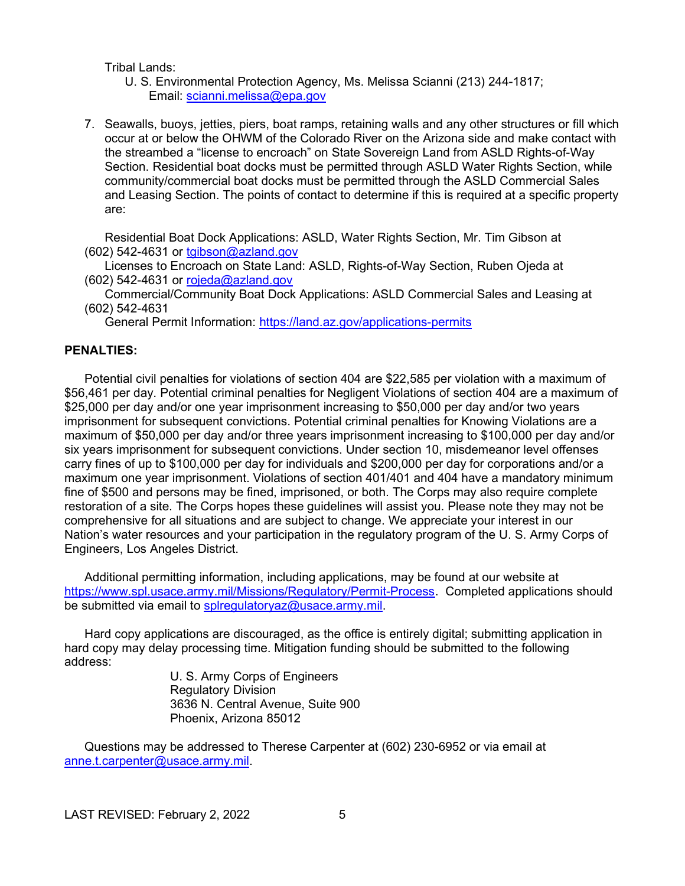Tribal Lands:

U. S. Environmental Protection Agency, Ms. Melissa Scianni (213) 244-1817; Email: scianni.melissa@epa.gov

7. Seawalls, buoys, jetties, piers, boat ramps, retaining walls and any other structures or fill which occur at or below the OHWM of the Colorado River on the Arizona side and make contact with the streambed a "license to encroach" on State Sovereign Land from ASLD Rights-of-Way Section. Residential boat docks must be permitted through ASLD Water Rights Section, while community/commercial boat docks must be permitted through the ASLD Commercial Sales and Leasing Section. The points of contact to determine if this is required at a specific property are:

   Residential Boat Dock Applications: ASLD, Water Rights Section, Mr. Tim Gibson at (602) 542-4631 or tgibson@azland.gov

   Licenses to Encroach on State Land: ASLD, Rights-of-Way Section, Ruben Ojeda at (602) 542-4631 or rojeda@azland.gov

   Commercial/Community Boat Dock Applications: ASLD Commercial Sales and Leasing at (602) 542-4631

   General Permit Information: https://land.az.gov/applications-permits

**PENALTIES:**

Potential civil penalties for violations of section 404 are $22,585 per violation with a maximum of $56,461 per day. Potential criminal penalties for Negligent Violations of section 404 are a maximum of $25,000 per day and/or one year imprisonment increasing to $50,000 per day and/or two years imprisonment for subsequent convictions. Potential criminal penalties for Knowing Violations are a maximum of $50,000 per day and/or three years imprisonment increasing to $100,000 per day and/or six years imprisonment for subsequent convictions. Under section 10, misdemeanor level offenses carry fines of up to $100,000 per day for individuals and $200,000 per day for corporations and/or a maximum one year imprisonment. Violations of section 401/401 and 404 have a mandatory minimum fine of $500 and persons may be fined, imprisoned, or both. The Corps may also require complete restoration of a site. The Corps hopes these guidelines will assist you. Please note they may not be comprehensive for all situations and are subject to change. We appreciate your interest in our Nation's water resources and your participation in the regulatory program of the U. S. Army Corps of Engineers, Los Angeles District.

Additional permitting information, including applications, may be found at our website at https://www.spl.usace.army.mil/Missions/Regulatory/Permit-Process. Completed applications should be submitted via email to splregulatoryaz@usace.army.mil.

Hard copy applications are discouraged, as the office is entirely digital; submitting application in hard copy may delay processing time. Mitigation funding should be submitted to the following address:

U. S. Army Corps of Engineers
Regulatory Division
3636 N. Central Avenue, Suite 900
Phoenix, Arizona 85012

Questions may be addressed to Therese Carpenter at (602) 230-6952 or via email at anne.t.carpenter@usace.army.mil.

LAST REVISED: February 2, 2022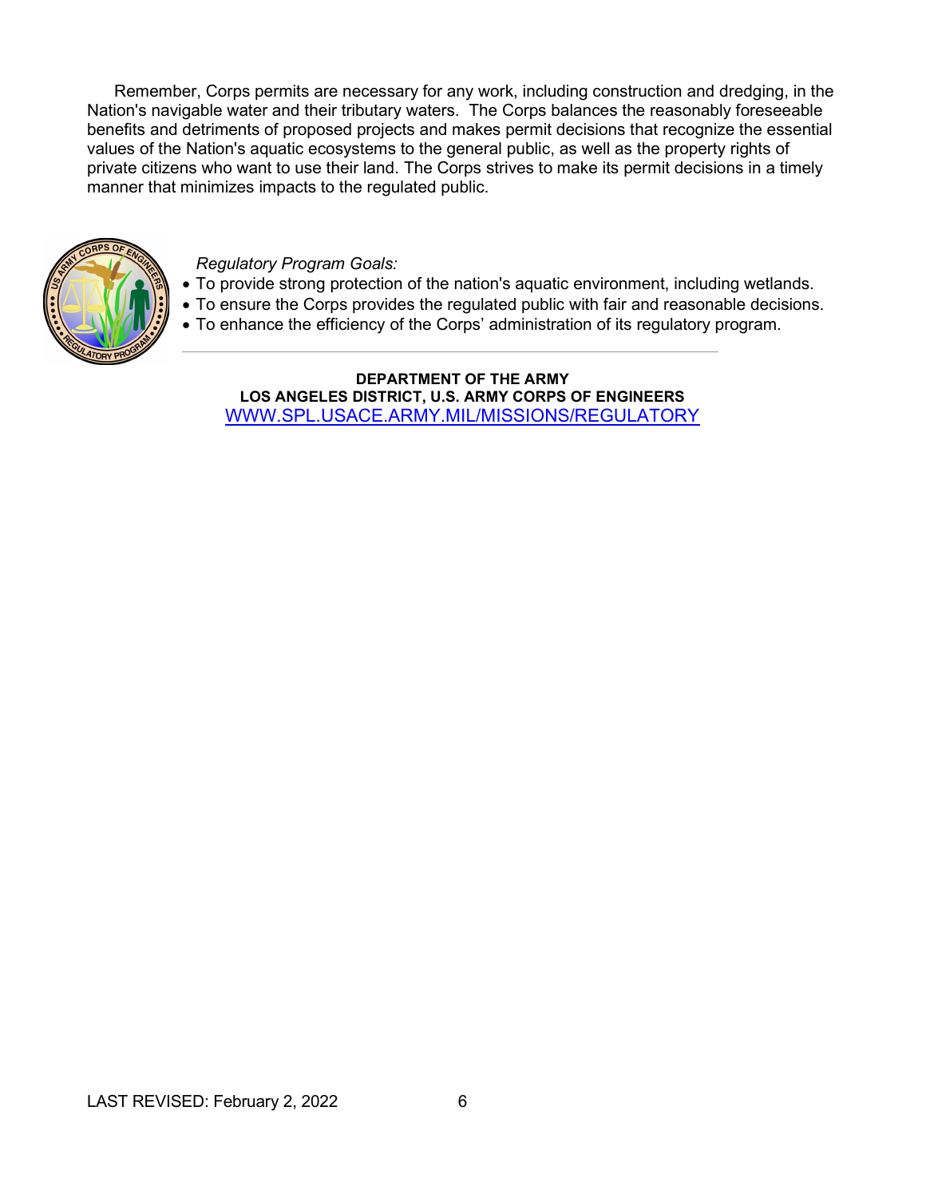Remember, Corps permits are necessary for any work, including construction and dredging, in the Nation's navigable water and their tributary waters. The Corps balances the reasonably foreseeable benefits and detriments of proposed projects and makes permit decisions that recognize the essential values of the Nation's aquatic ecosystems to the general public, as well as the property rights of private citizens who want to use their land. The Corps strives to make its permit decisions in a timely manner that minimizes impacts to the regulated public.

*Regulatory Program Goals:*

- To provide strong protection of the nation's aquatic environment, including wetlands.
- To ensure the Corps provides the regulated public with fair and reasonable decisions.
- To enhance the efficiency of the Corps' administration of its regulatory program.

---

**DEPARTMENT OF THE ARMY**
**LOS ANGELES DISTRICT, U.S. ARMY CORPS OF ENGINEERS**
[WWW.SPL.USACE.ARMY.MIL/MISSIONS/REGULATORY](http://WWW.SPL.USACE.ARMY.MIL/MISSIONS/REGULATORY)

LAST REVISED: February 2, 2022